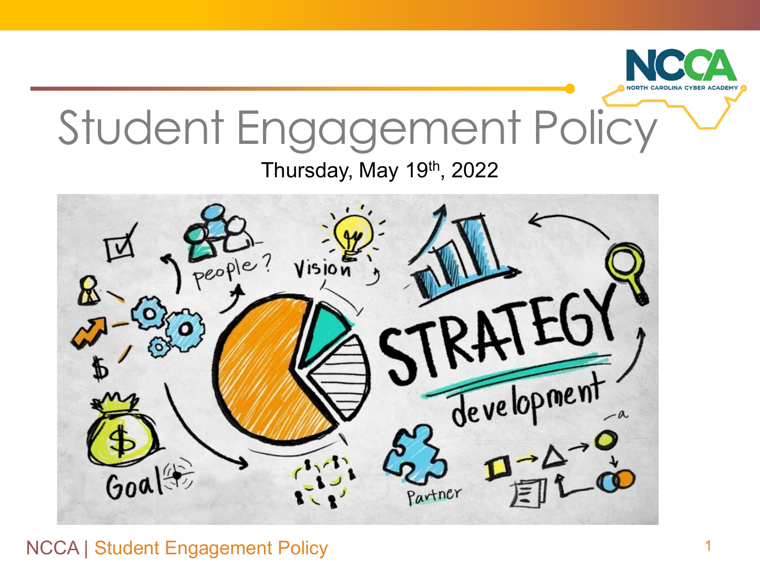# Student Engagement Policy

Thursday, May 19th, 2022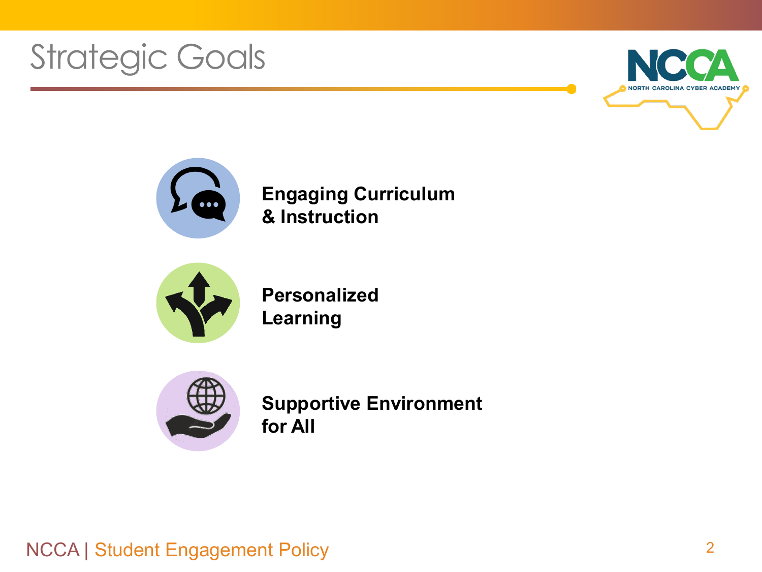# Strategic Goals

**Engaging Curriculum & Instruction**

**Personalized Learning**

**Supportive Environment for All**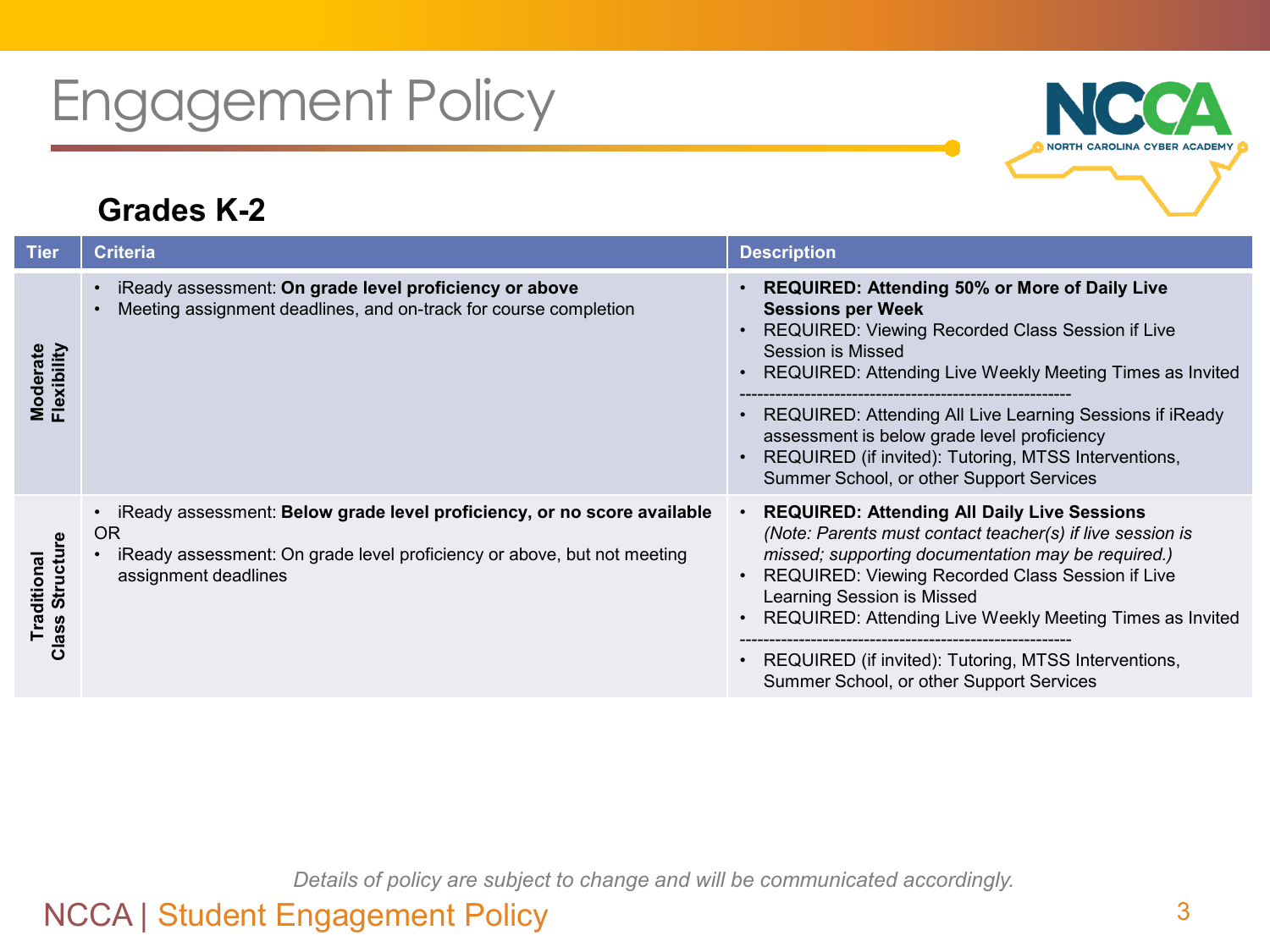# Engagement Policy

## Grades K-2

| Tier | Criteria | Description |
|---|---|---|
| Moderate Flexibility | • iReady assessment: **On grade level proficiency or above**<br>• Meeting assignment deadlines, and on-track for course completion | • **REQUIRED: Attending 50% or More of Daily Live Sessions per Week**<br>• REQUIRED: Viewing Recorded Class Session if Live Session is Missed<br>• REQUIRED: Attending Live Weekly Meeting Times as Invited<br>-------------------------------------------------------<br>• REQUIRED: Attending All Live Learning Sessions if iReady assessment is below grade level proficiency<br>• REQUIRED (if invited): Tutoring, MTSS Interventions, Summer School, or other Support Services |
| Traditional Class Structure | • iReady assessment: **Below grade level proficiency, or no score available**<br>OR<br>• iReady assessment: On grade level proficiency or above, but not meeting assignment deadlines | • **REQUIRED: Attending All Daily Live Sessions** *(Note: Parents must contact teacher(s) if live session is missed; supporting documentation may be required.)*<br>• REQUIRED: Viewing Recorded Class Session if Live Learning Session is Missed<br>• REQUIRED: Attending Live Weekly Meeting Times as Invited<br>-------------------------------------------------------<br>• REQUIRED (if invited): Tutoring, MTSS Interventions, Summer School, or other Support Services |

*Details of policy are subject to change and will be communicated accordingly.*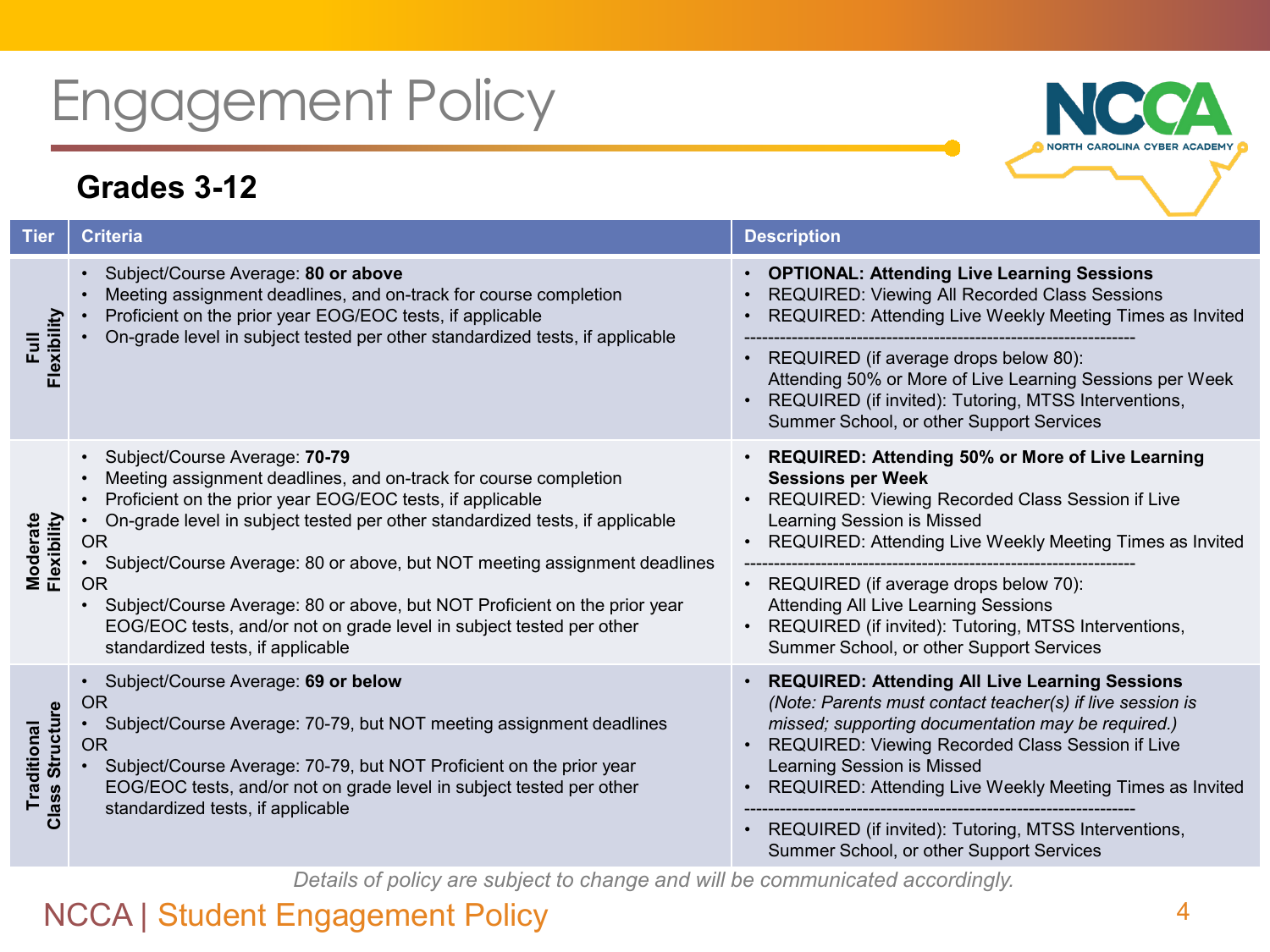# Engagement Policy

## Grades 3-12

| Tier | Criteria | Description |
|---|---|---|
| Full Flexibility | • Subject/Course Average: **80 or above**<br>• Meeting assignment deadlines, and on-track for course completion<br>• Proficient on the prior year EOG/EOC tests, if applicable<br>• On-grade level in subject tested per other standardized tests, if applicable | • **OPTIONAL: Attending Live Learning Sessions**<br>• REQUIRED: Viewing All Recorded Class Sessions<br>• REQUIRED: Attending Live Weekly Meeting Times as Invited<br>------------------------------------------------------------------<br>• REQUIRED (if average drops below 80): Attending 50% or More of Live Learning Sessions per Week<br>• REQUIRED (if invited): Tutoring, MTSS Interventions, Summer School, or other Support Services |
| Moderate Flexibility | • Subject/Course Average: **70-79**<br>• Meeting assignment deadlines, and on-track for course completion<br>• Proficient on the prior year EOG/EOC tests, if applicable<br>• On-grade level in subject tested per other standardized tests, if applicable<br>OR<br>• Subject/Course Average: 80 or above, but NOT meeting assignment deadlines<br>OR<br>• Subject/Course Average: 80 or above, but NOT Proficient on the prior year EOG/EOC tests, and/or not on grade level in subject tested per other standardized tests, if applicable | • **REQUIRED: Attending 50% or More of Live Learning Sessions per Week**<br>• REQUIRED: Viewing Recorded Class Session if Live Learning Session is Missed<br>• REQUIRED: Attending Live Weekly Meeting Times as Invited<br>------------------------------------------------------------------<br>• REQUIRED (if average drops below 70): Attending All Live Learning Sessions<br>• REQUIRED (if invited): Tutoring, MTSS Interventions, Summer School, or other Support Services |
| Traditional Class Structure | • Subject/Course Average: **69 or below**<br>OR<br>• Subject/Course Average: 70-79, but NOT meeting assignment deadlines<br>OR<br>• Subject/Course Average: 70-79, but NOT Proficient on the prior year EOG/EOC tests, and/or not on grade level in subject tested per other standardized tests, if applicable | • **REQUIRED: Attending All Live Learning Sessions** *(Note: Parents must contact teacher(s) if live session is missed; supporting documentation may be required.)*<br>• REQUIRED: Viewing Recorded Class Session if Live Learning Session is Missed<br>• REQUIRED: Attending Live Weekly Meeting Times as Invited<br>------------------------------------------------------------------<br>• REQUIRED (if invited): Tutoring, MTSS Interventions, Summer School, or other Support Services |

*Details of policy are subject to change and will be communicated accordingly.*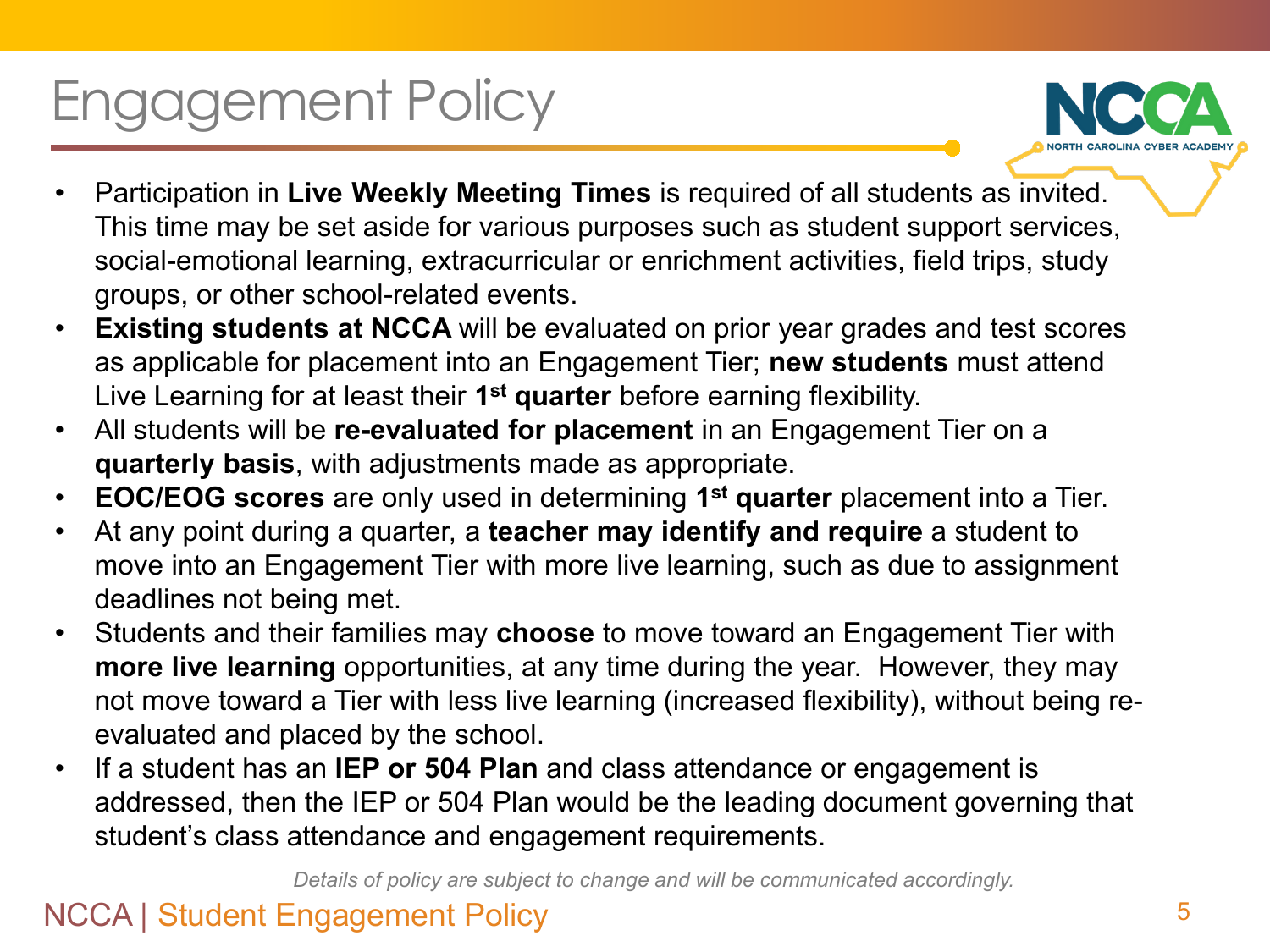# Engagement Policy

- Participation in **Live Weekly Meeting Times** is required of all students as invited. This time may be set aside for various purposes such as student support services, social-emotional learning, extracurricular or enrichment activities, field trips, study groups, or other school-related events.
- **Existing students at NCCA** will be evaluated on prior year grades and test scores as applicable for placement into an Engagement Tier; **new students** must attend Live Learning for at least their **1st quarter** before earning flexibility.
- All students will be **re-evaluated for placement** in an Engagement Tier on a **quarterly basis**, with adjustments made as appropriate.
- **EOC/EOG scores** are only used in determining **1st quarter** placement into a Tier.
- At any point during a quarter, a **teacher may identify and require** a student to move into an Engagement Tier with more live learning, such as due to assignment deadlines not being met.
- Students and their families may **choose** to move toward an Engagement Tier with **more live learning** opportunities, at any time during the year. However, they may not move toward a Tier with less live learning (increased flexibility), without being re-evaluated and placed by the school.
- If a student has an **IEP or 504 Plan** and class attendance or engagement is addressed, then the IEP or 504 Plan would be the leading document governing that student's class attendance and engagement requirements.

*Details of policy are subject to change and will be communicated accordingly.*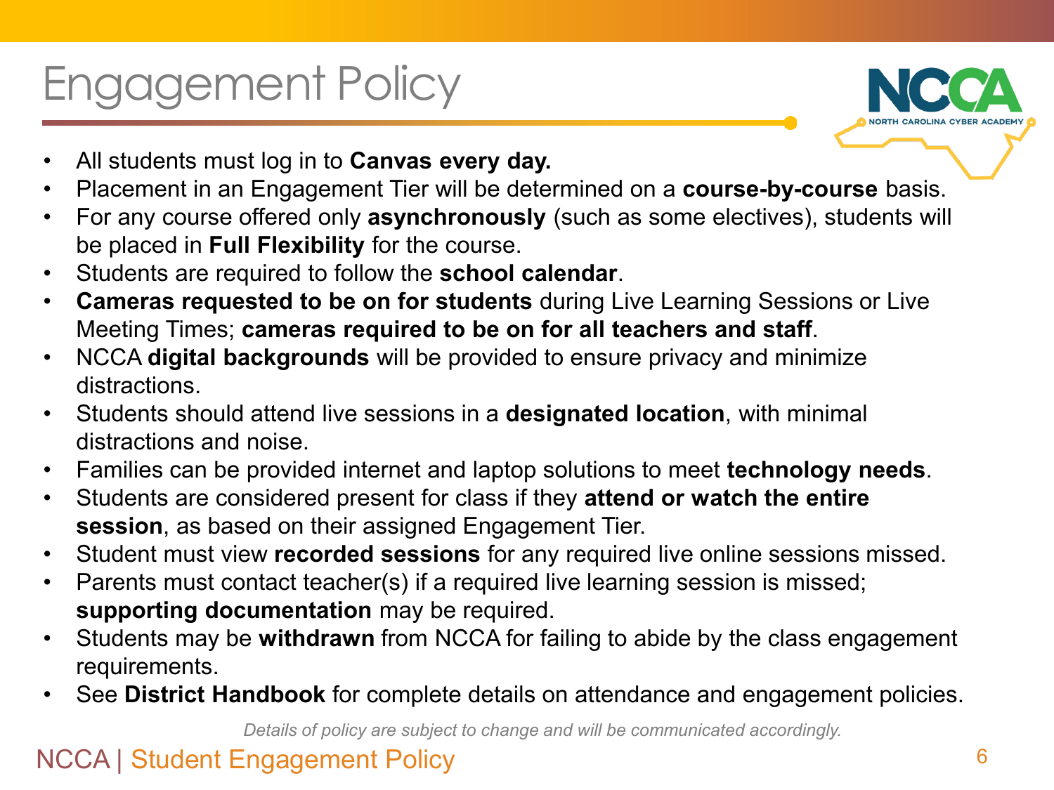# Engagement Policy

- All students must log in to **Canvas every day.**
- Placement in an Engagement Tier will be determined on a **course-by-course** basis.
- For any course offered only **asynchronously** (such as some electives), students will be placed in **Full Flexibility** for the course.
- Students are required to follow the **school calendar**.
- **Cameras requested to be on for students** during Live Learning Sessions or Live Meeting Times; **cameras required to be on for all teachers and staff**.
- NCCA **digital backgrounds** will be provided to ensure privacy and minimize distractions.
- Students should attend live sessions in a **designated location**, with minimal distractions and noise.
- Families can be provided internet and laptop solutions to meet **technology needs**.
- Students are considered present for class if they **attend or watch the entire session**, as based on their assigned Engagement Tier.
- Student must view **recorded sessions** for any required live online sessions missed.
- Parents must contact teacher(s) if a required live learning session is missed; **supporting documentation** may be required.
- Students may be **withdrawn** from NCCA for failing to abide by the class engagement requirements.
- See **District Handbook** for complete details on attendance and engagement policies.

*Details of policy are subject to change and will be communicated accordingly.*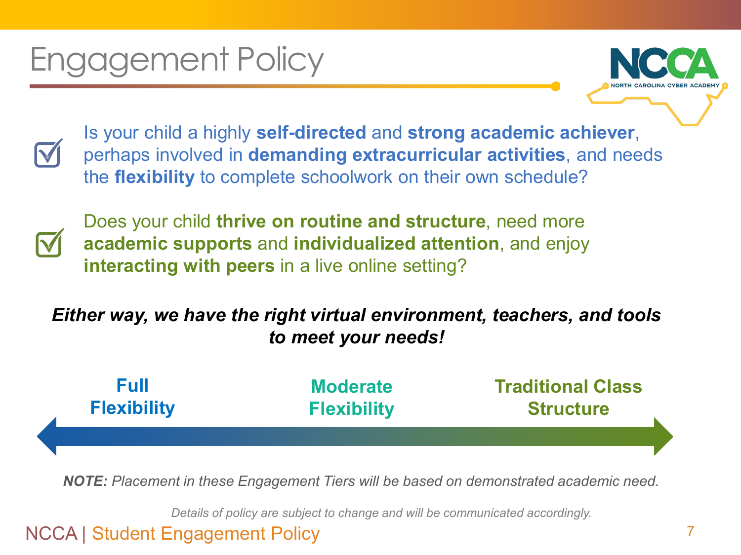# Engagement Policy

- Is your child a highly **self-directed** and **strong academic achiever**, perhaps involved in **demanding extracurricular activities**, and needs the **flexibility** to complete schoolwork on their own schedule?
- Does your child **thrive on routine and structure**, need more **academic supports** and **individualized attention**, and enjoy **interacting with peers** in a live online setting?

***Either way, we have the right virtual environment, teachers, and tools to meet your needs!***

**Full Flexibility** ← **Moderate Flexibility** → **Traditional Class Structure**

***NOTE:*** *Placement in these Engagement Tiers will be based on demonstrated academic need.*

*Details of policy are subject to change and will be communicated accordingly.*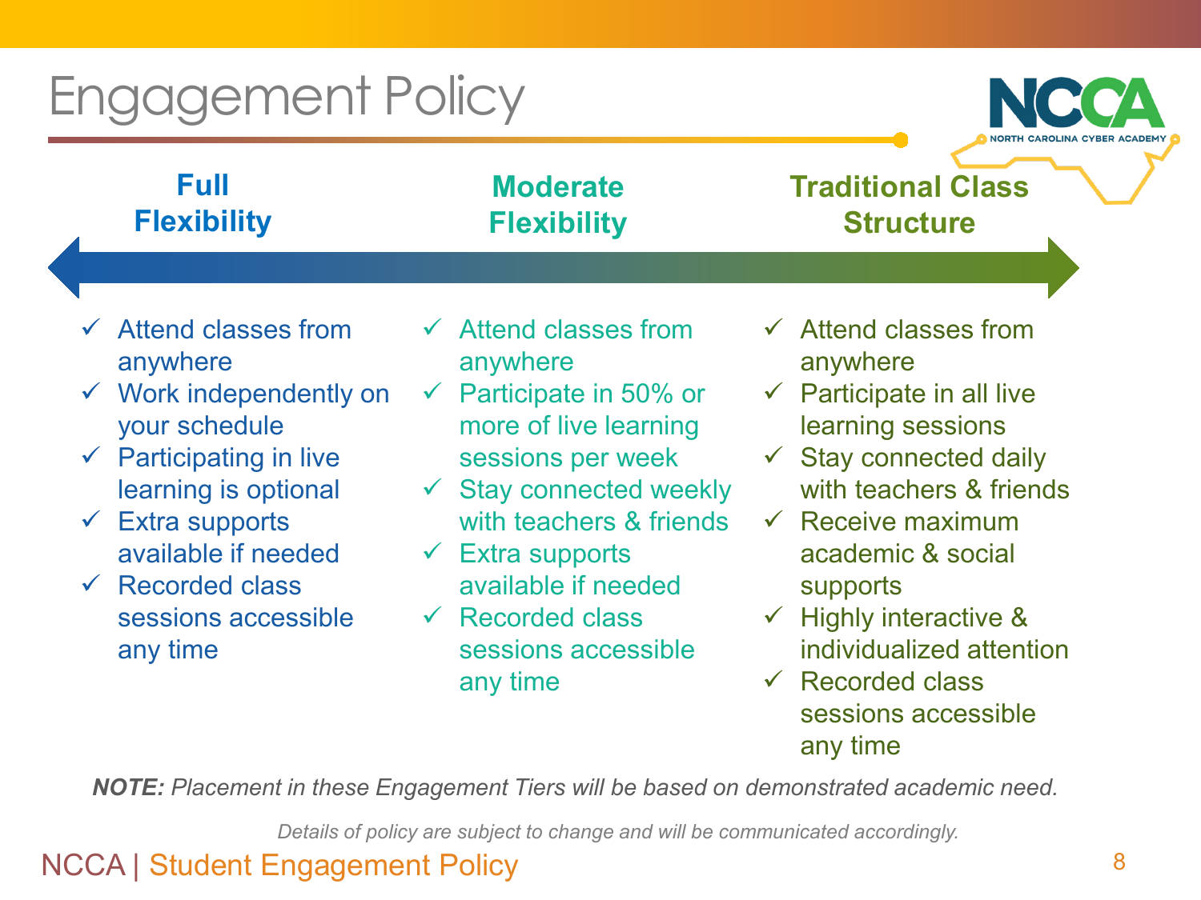# Engagement Policy

## Full Flexibility

- ✓ Attend classes from anywhere
- ✓ Work independently on your schedule
- ✓ Participating in live learning is optional
- ✓ Extra supports available if needed
- ✓ Recorded class sessions accessible any time

## Moderate Flexibility

- ✓ Attend classes from anywhere
- ✓ Participate in 50% or more of live learning sessions per week
- ✓ Stay connected weekly with teachers & friends
- ✓ Extra supports available if needed
- ✓ Recorded class sessions accessible any time

## Traditional Class Structure

- ✓ Attend classes from anywhere
- ✓ Participate in all live learning sessions
- ✓ Stay connected daily with teachers & friends
- ✓ Receive maximum academic & social supports
- ✓ Highly interactive & individualized attention
- ✓ Recorded class sessions accessible any time

***NOTE:*** *Placement in these Engagement Tiers will be based on demonstrated academic need.*

*Details of policy are subject to change and will be communicated accordingly.*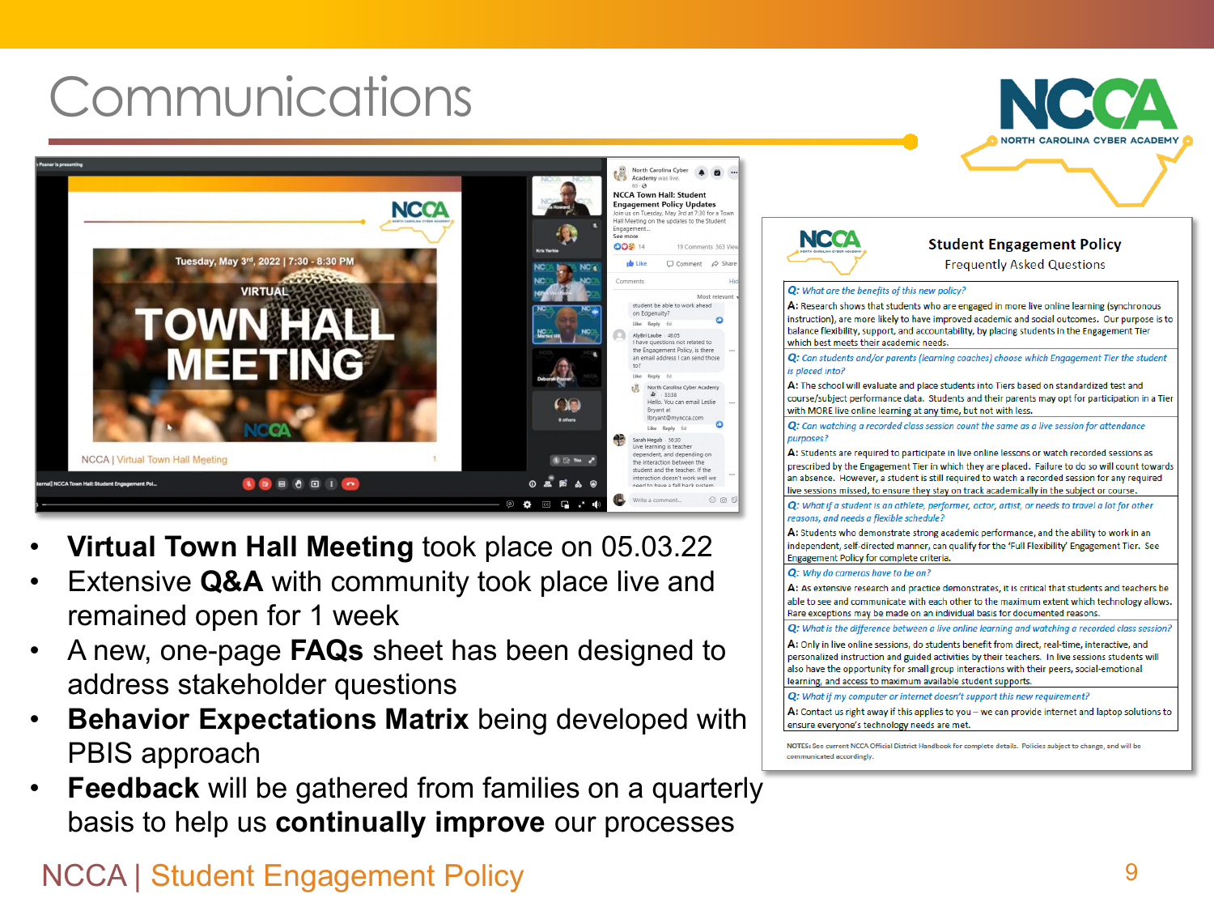# Communications

- **Virtual Town Hall Meeting** took place on 05.03.22
- Extensive **Q&A** with community took place live and remained open for 1 week
- A new, one-page **FAQs** sheet has been designed to address stakeholder questions
- **Behavior Expectations Matrix** being developed with PBIS approach
- **Feedback** will be gathered from families on a quarterly basis to help us **continually improve** our processes

## Student Engagement Policy
### Frequently Asked Questions

*Q: What are the benefits of this new policy?*
A: Research shows that students who are engaged in more live online learning (synchronous instruction), are more likely to have improved academic and social outcomes. Our purpose is to balance flexibility, support, and accountability, by placing students in the Engagement Tier which best meets their academic needs.

*Q: Can students and/or parents (learning coaches) choose which Engagement Tier the student is placed into?*
A: The school will evaluate and place students into Tiers based on standardized test and course/subject performance data. Students and their parents may opt for participation in a Tier with MORE live online learning at any time, but not with less.

*Q: Can watching a recorded class session count the same as a live session for attendance purposes?*
A: Students are required to participate in live online lessons or watch recorded sessions as prescribed by the Engagement Tier in which they are placed. Failure to do so will count towards an absence. However, a student is still required to watch a recorded session for any required live sessions missed, to ensure they stay on track academically in the subject or course.

*Q: What if a student is an athlete, performer, actor, artist, or needs to travel a lot for other reasons, and needs a flexible schedule?*
A: Students who demonstrate strong academic performance, and the ability to work in an independent, self-directed manner, can qualify for the 'Full Flexibility' Engagement Tier. See Engagement Policy for complete criteria.

*Q: Why do cameras have to be on?*
A: As extensive research and practice demonstrates, it is critical that students and teachers be able to see and communicate with each other to the maximum extent which technology allows. Rare exceptions may be made on an individual basis for documented reasons.

*Q: What is the difference between a live online learning and watching a recorded class session?*
A: Only in live online sessions, do students benefit from direct, real-time, interactive, and personalized instruction and guided activities by their teachers. In live sessions students will also have the opportunity for small group interactions with their peers, social-emotional learning, and access to maximum available student supports.

*Q: What if my computer or internet doesn't support this new requirement?*
A: Contact us right away if this applies to you – we can provide internet and laptop solutions to ensure everyone's technology needs are met.

NOTES: See current NCCA Official District Handbook for complete details. Policies subject to change, and will be communicated accordingly.

NCCA | Student Engagement Policy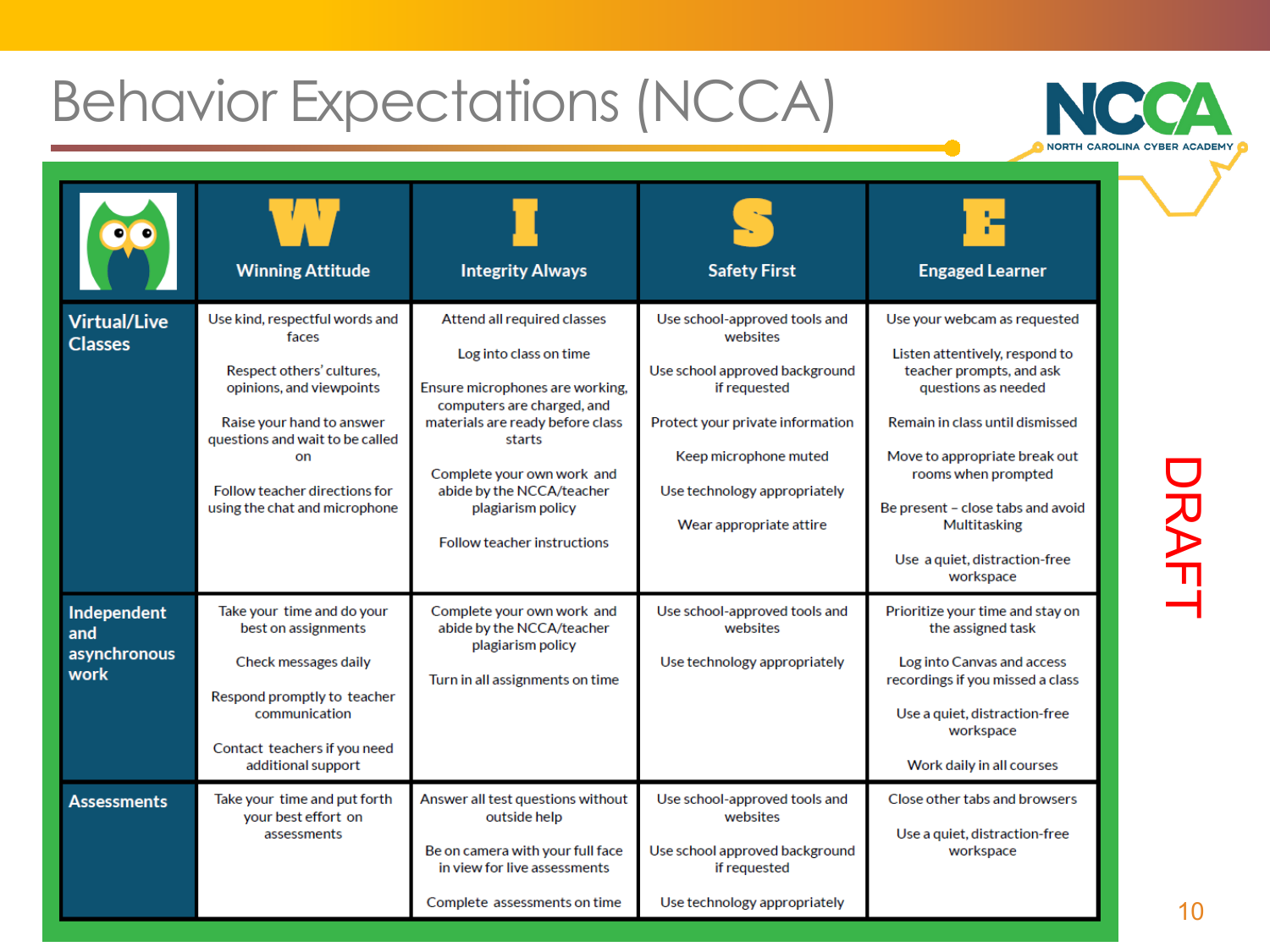# Behavior Expectations (NCCA)

NCCA
NORTH CAROLINA CYBER ACADEMY

| | W Winning Attitude | I Integrity Always | S Safety First | E Engaged Learner |
|---|---|---|---|---|
| **Virtual/Live Classes** | Use kind, respectful words and faces<br><br>Respect others' cultures, opinions, and viewpoints<br><br>Raise your hand to answer questions and wait to be called on<br><br>Follow teacher directions for using the chat and microphone | Attend all required classes<br><br>Log into class on time<br><br>Ensure microphones are working, computers are charged, and materials are ready before class starts<br><br>Complete your own work and abide by the NCCA/teacher plagiarism policy<br><br>Follow teacher instructions | Use school-approved tools and websites<br><br>Use school approved background if requested<br><br>Protect your private information<br><br>Keep microphone muted<br><br>Use technology appropriately<br><br>Wear appropriate attire | Use your webcam as requested<br><br>Listen attentively, respond to teacher prompts, and ask questions as needed<br><br>Remain in class until dismissed<br><br>Move to appropriate break out rooms when prompted<br><br>Be present – close tabs and avoid Multitasking<br><br>Use a quiet, distraction-free workspace |
| **Independent and asynchronous work** | Take your time and do your best on assignments<br><br>Check messages daily<br><br>Respond promptly to teacher communication<br><br>Contact teachers if you need additional support | Complete your own work and abide by the NCCA/teacher plagiarism policy<br><br>Turn in all assignments on time | Use school-approved tools and websites<br><br>Use technology appropriately | Prioritize your time and stay on the assigned task<br><br>Log into Canvas and access recordings if you missed a class<br><br>Use a quiet, distraction-free workspace<br><br>Work daily in all courses |
| **Assessments** | Take your time and put forth your best effort on assessments | Answer all test questions without outside help<br><br>Be on camera with your full face in view for live assessments<br><br>Complete assessments on time | Use school-approved tools and websites<br><br>Use school approved background if requested<br><br>Use technology appropriately | Close other tabs and browsers<br><br>Use a quiet, distraction-free workspace |

DRAFT